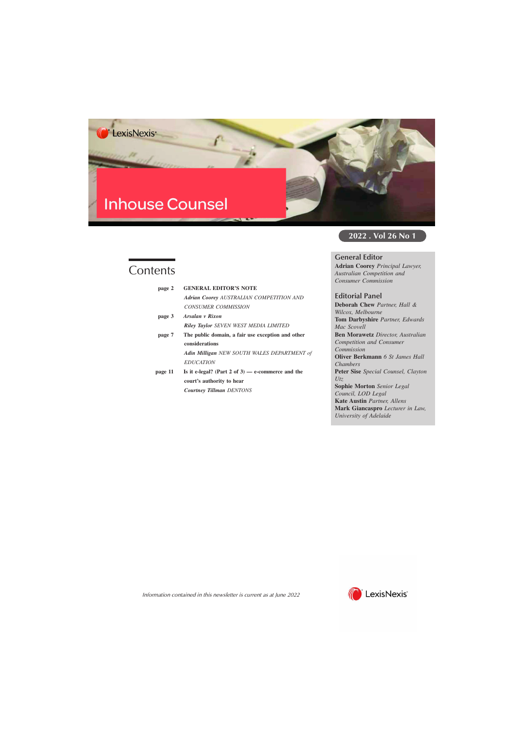LexisNexis

# Inhouse Counsel

2022 . Vol 26 No 1

## Contents

page 2 **GENERAL EDITOR'S NOTE**
***Adrian Coorey*** *AUSTRALIAN COMPETITION AND CONSUMER COMMISSION*

page 3 ***Arsalan v Rixon***
***Riley Taylor*** *SEVEN WEST MEDIA LIMITED*

page 7 **The public domain, a fair use exception and other considerations**
***Adin Milligan*** *NEW SOUTH WALES DEPARTMENT of EDUCATION*

page 11 **Is it e-legal? (Part 2 of 3) — e-commerce and the court's authority to hear**
***Courtney Tillman*** *DENTONS*

### General Editor

**Adrian Coorey** *Principal Lawyer, Australian Competition and Consumer Commission*

### Editorial Panel

**Deborah Chew** *Partner, Hall & Wilcox, Melbourne*
**Tom Darbyshire** *Partner, Edwards Mac Scovell*
**Ben Morawetz** *Director, Australian Competition and Consumer Commission*
**Oliver Berkmann** *6 St James Hall Chambers*
**Peter Sise** *Special Counsel, Clayton Utz*
**Sophie Morton** *Senior Legal Council, LOD Legal*
**Kate Austin** *Partner, Allens*
**Mark Giancaspro** *Lecturer in Law, University of Adelaide*

*Information contained in this newsletter is current as at June 2022*

LexisNexis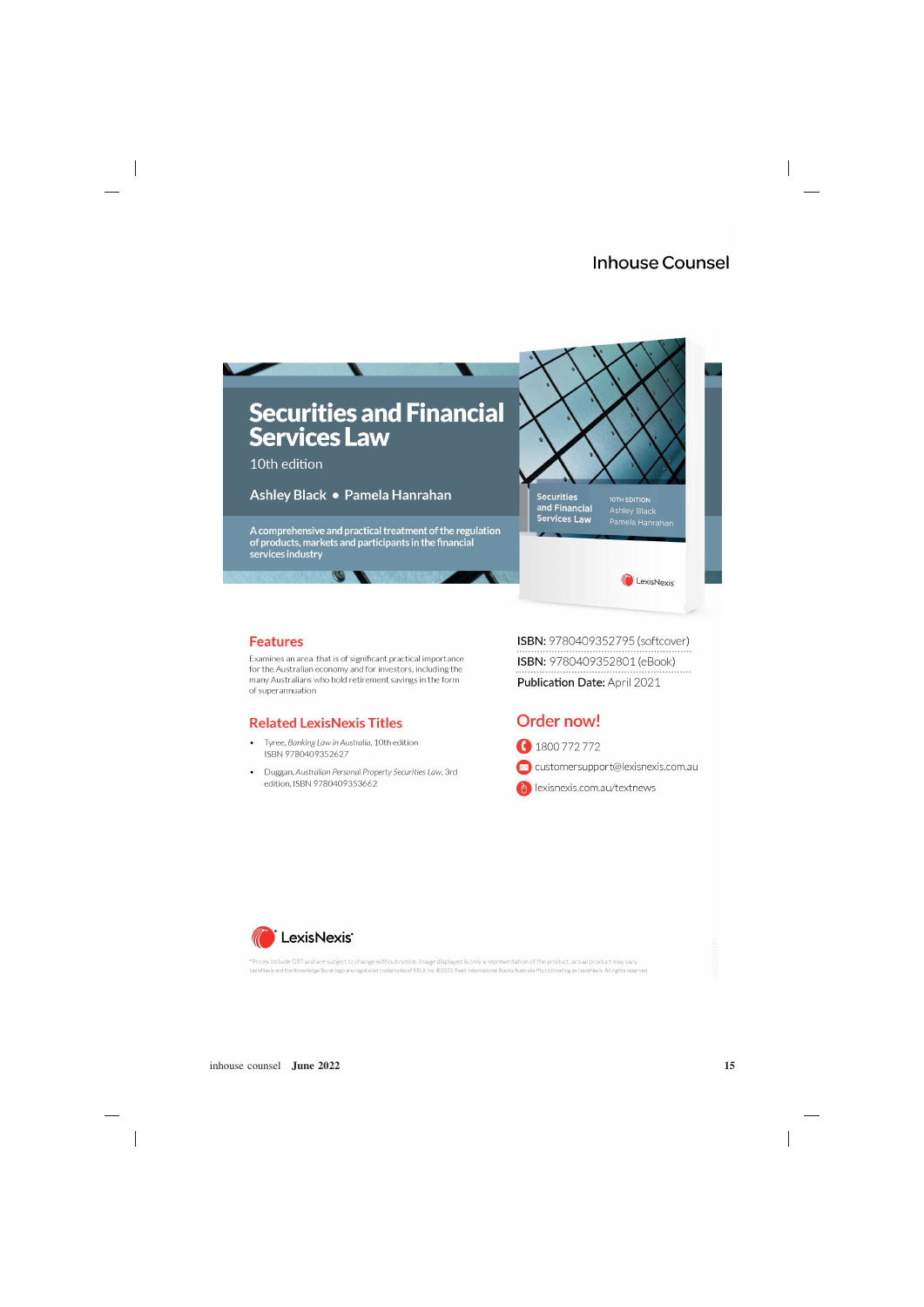# Securities and Financial Services Law

10th edition

Ashley Black • Pamela Hanrahan

A comprehensive and practical treatment of the regulation of products, markets and participants in the financial services industry

## Features

Examines an area that is of significant practical importance for the Australian economy and for investors, including the many Australians who hold retirement savings in the form of superannuation

## Related LexisNexis Titles

- Tyree, *Banking Law in Australia*, 10th edition ISBN 9780409352627
- Duggan, *Australian Personal Property Securities Law*, 3rd edition, ISBN 9780409353662

**ISBN:** 9780409352795 (softcover)

**ISBN:** 9780409352801 (eBook)

**Publication Date:** April 2021

## Order now!

1800 772 772

customersupport@lexisnexis.com.au

lexisnexis.com.au/textnews

LexisNexis

*Prices include GST and are subject to change without notice. Image displayed is only a representation of the product, actual product may vary. LexisNexis and the Knowledge Burst logo are registered trademarks of RELX Inc. ©2021 Reed International Books Australia Pty Ltd trading as LexisNexis. All rights reserved.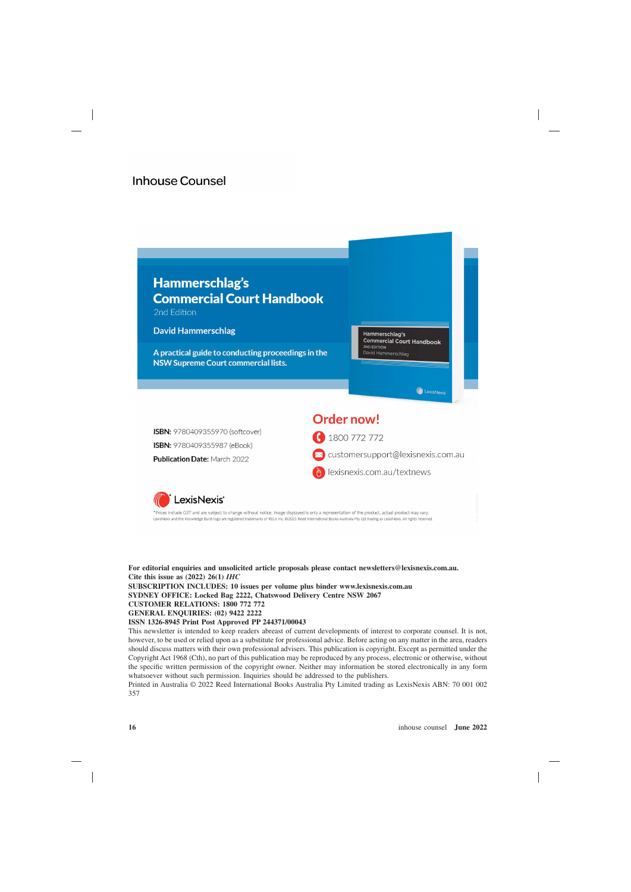Inhouse Counsel

## Hammerschlag's Commercial Court Handbook

2nd Edition

David Hammerschlag

A practical guide to conducting proceedings in the NSW Supreme Court commercial lists.

**ISBN:** 9780409355970 (softcover)

**ISBN:** 9780409355987 (eBook)

**Publication Date:** March 2022

**Order now!**

1800 772 772

customersupport@lexisnexis.com.au

lexisnexis.com.au/textnews

LexisNexis®

*Prices include GST and are subject to change without notice. Image displayed is only a representation of the product, actual product may vary.
LexisNexis and the Knowledge Burst logo are registered trademarks of RELX Inc. ©2021 Reed International Books Australia Pty Ltd trading as LexisNexis. All rights reserved.

**For editorial enquiries and unsolicited article proposals please contact newsletters@lexisnexis.com.au.**
**Cite this issue as (2022) 26(1) *IHC***
**SUBSCRIPTION INCLUDES: 10 issues per volume plus binder www.lexisnexis.com.au**
**SYDNEY OFFICE: Locked Bag 2222, Chatswood Delivery Centre NSW 2067**
**CUSTOMER RELATIONS: 1800 772 772**
**GENERAL ENQUIRIES: (02) 9422 2222**
**ISSN 1326-8945 Print Post Approved PP 244371/00043**

This newsletter is intended to keep readers abreast of current developments of interest to corporate counsel. It is not, however, to be used or relied upon as a substitute for professional advice. Before acting on any matter in the area, readers should discuss matters with their own professional advisers. This publication is copyright. Except as permitted under the Copyright Act 1968 (Cth), no part of this publication may be reproduced by any process, electronic or otherwise, without the specific written permission of the copyright owner. Neither may information be stored electronically in any form whatsoever without such permission. Inquiries should be addressed to the publishers.

Printed in Australia © 2022 Reed International Books Australia Pty Limited trading as LexisNexis ABN: 70 001 002 357